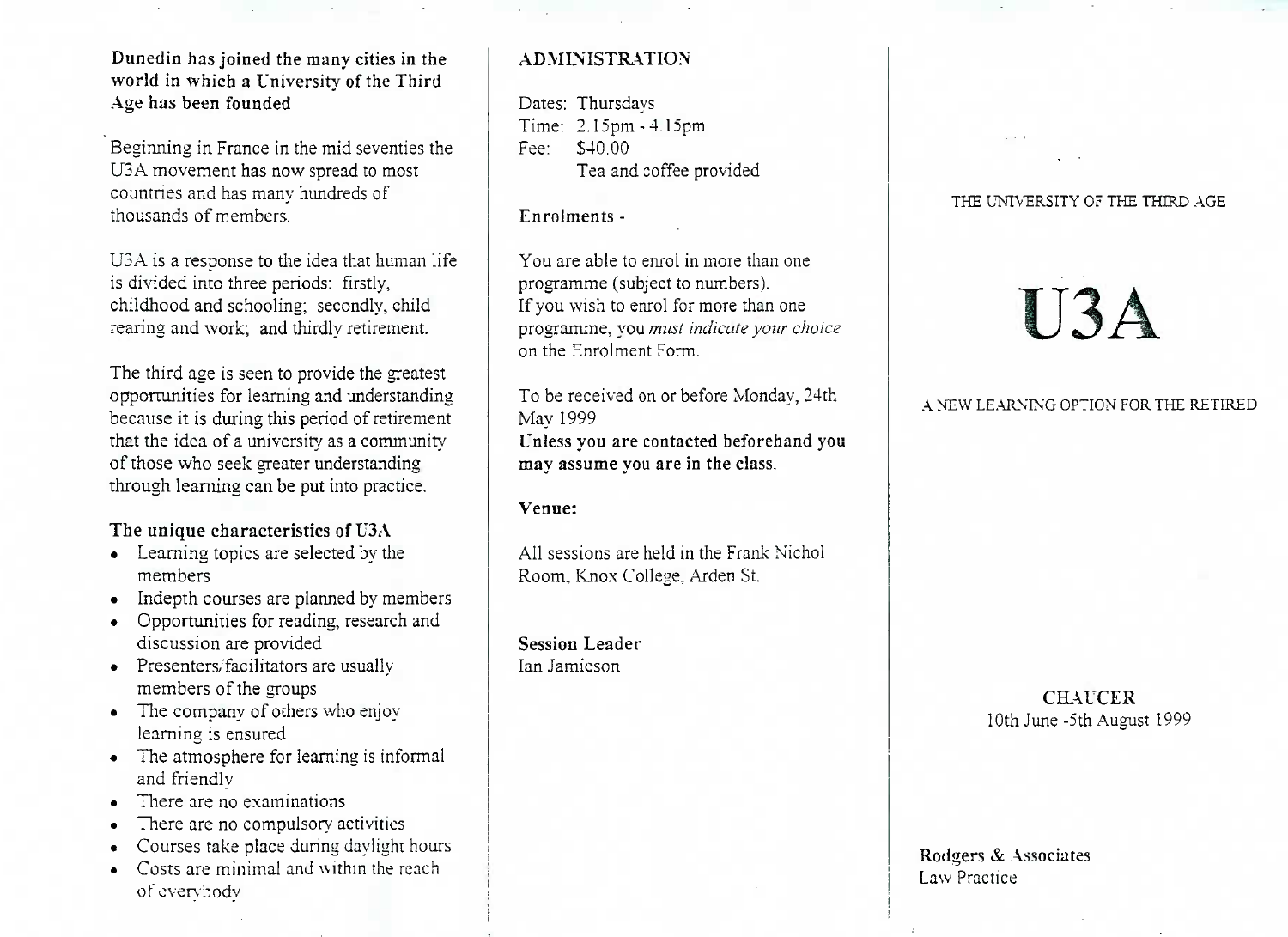**Dunedin has joined the many cities in the world in which a University of the Third Age has been founded**

Beginning in France in the mid seventies the U3A movement has now spread to most countries and has many hundreds of thousands of members.

U3A is a response to the idea that human life is divided into three periods: firstly, childhood and schooling; secondly, child rearing and work; and thirdly retirement.

The third age is seen to provide the greatest opportunities for learning and understanding because it is during this period of retirement that the idea of a university as a community of those who seek greater understanding through learning can be put into practice.

**The unique characteristics of U3A**

- Learning topics are selected by the members
- Indepth courses are planned by members
- Opportunities for reading, research and discussion are provided
- Presenters/facilitators are usually members of the groups
- The company of others who enjoy learning is ensured
- The atmosphere for learning is informal and friendly
- There are no examinations
- There are no compulsory activities
- Courses take place during daylight hours
- Costs are minimal and within the reach of everybody

## ADMINISTRATION

Dates: Thursdays
Time: 2.15pm - 4.15pm
Fee: $40.00
Tea and coffee provided

**Enrolments -**

You are able to enrol in more than one programme (subject to numbers).
If you wish to enrol for more than one programme, you *must indicate your choice* on the Enrolment Form.

To be received on or before Monday, 24th May 1999
**Unless you are contacted beforehand you may assume you are in the class.**

**Venue:**

All sessions are held in the Frank Nichol Room, Knox College, Arden St.

**Session Leader**
Ian Jamieson

THE UNIVERSITY OF THE THIRD AGE

# U3A

A NEW LEARNING OPTION FOR THE RETIRED

**CHAUCER**
10th June -5th August 1999

**Rodgers & Associates**
Law Practice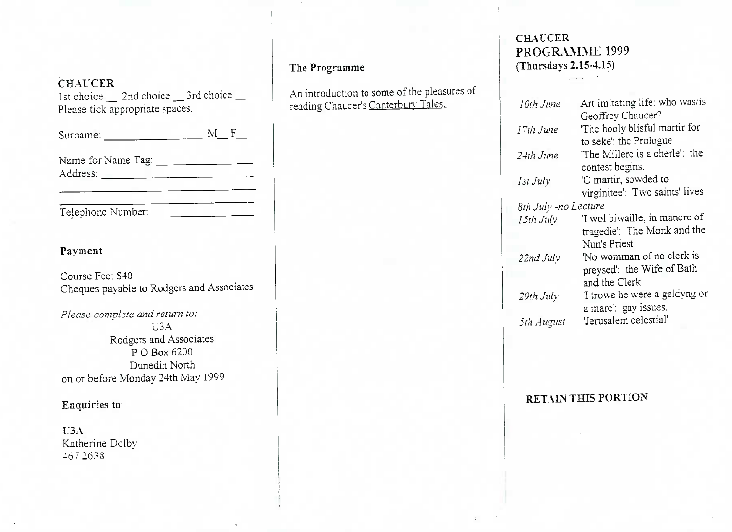## CHAUCER

1st choice __ 2nd choice __ 3rd choice __
Please tick appropriate spaces.

Surname: ________________ M__ F__

Name for Name Tag: ________________
Address: ________________________

________________________________

________________________________

Telephone Number: ________________

### Payment

Course Fee: $40
Cheques payable to Rodgers and Associates

*Please complete and return to:*
U3A
Rodgers and Associates
P O Box 6200
Dunedin North
on or before Monday 24th May 1999

### Enquiries to:

U3A
Katherine Dolby
467 2638

### The Programme

An introduction to some of the pleasures of reading Chaucer's Canterbury Tales.

## CHAUCER PROGRAMME 1999
**(Thursdays 2.15-4.15)**

| | |
|---|---|
| *10th June* | Art imitating life: who was/is Geoffrey Chaucer? |
| *17th June* | 'The hooly blisful martir for to seke': the Prologue |
| *24th June* | 'The Millere is a cherle': the contest begins. |
| *1st July* | 'O martir, sowded to virginitee': Two saints' lives |
| *8th July -no Lecture* | |
| *15th July* | 'I wol biwaille, in manere of tragedie': The Monk and the Nun's Priest |
| *22nd July* | 'No womman of no clerk is preysed': the Wife of Bath and the Clerk |
| *29th July* | 'I trowe he were a geldyng or a mare': gay issues. |
| *5th August* | 'Jerusalem celestial' |

**RETAIN THIS PORTION**